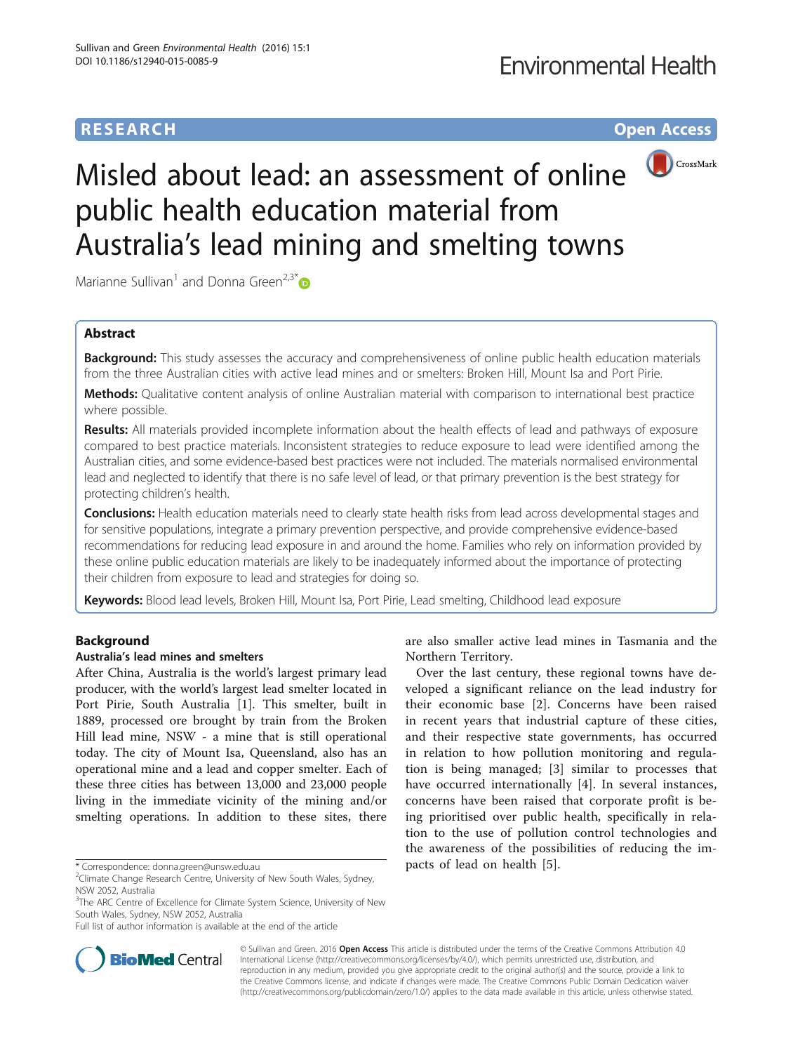# Misled about lead: an assessment of online public health education material from Australia's lead mining and smelting towns

Marianne Sullivan[1] and Donna Green[2,3*]

## Abstract

**Background:** This study assesses the accuracy and comprehensiveness of online public health education materials from the three Australian cities with active lead mines and or smelters: Broken Hill, Mount Isa and Port Pirie.

**Methods:** Qualitative content analysis of online Australian material with comparison to international best practice where possible.

**Results:** All materials provided incomplete information about the health effects of lead and pathways of exposure compared to best practice materials. Inconsistent strategies to reduce exposure to lead were identified among the Australian cities, and some evidence-based best practices were not included. The materials normalised environmental lead and neglected to identify that there is no safe level of lead, or that primary prevention is the best strategy for protecting children's health.

**Conclusions:** Health education materials need to clearly state health risks from lead across developmental stages and for sensitive populations, integrate a primary prevention perspective, and provide comprehensive evidence-based recommendations for reducing lead exposure in and around the home. Families who rely on information provided by these online public education materials are likely to be inadequately informed about the importance of protecting their children from exposure to lead and strategies for doing so.

**Keywords:** Blood lead levels, Broken Hill, Mount Isa, Port Pirie, Lead smelting, Childhood lead exposure

## Background

### Australia's lead mines and smelters

After China, Australia is the world's largest primary lead producer, with the world's largest lead smelter located in Port Pirie, South Australia [1]. This smelter, built in 1889, processed ore brought by train from the Broken Hill lead mine, NSW - a mine that is still operational today. The city of Mount Isa, Queensland, also has an operational mine and a lead and copper smelter. Each of these three cities has between 13,000 and 23,000 people living in the immediate vicinity of the mining and/or smelting operations. In addition to these sites, there are also smaller active lead mines in Tasmania and the Northern Territory.

Over the last century, these regional towns have developed a significant reliance on the lead industry for their economic base [2]. Concerns have been raised in recent years that industrial capture of these cities, and their respective state governments, has occurred in relation to how pollution monitoring and regulation is being managed; [3] similar to processes that have occurred internationally [4]. In several instances, concerns have been raised that corporate profit is being prioritised over public health, specifically in relation to the use of pollution control technologies and the awareness of the possibilities of reducing the impacts of lead on health [5].

\* Correspondence: donna.green@unsw.edu.au
[2]Climate Change Research Centre, University of New South Wales, Sydney, NSW 2052, Australia
[3]The ARC Centre of Excellence for Climate System Science, University of New South Wales, Sydney, NSW 2052, Australia
Full list of author information is available at the end of the article

© Sullivan and Green. 2016 **Open Access** This article is distributed under the terms of the Creative Commons Attribution 4.0 International License (http://creativecommons.org/licenses/by/4.0/), which permits unrestricted use, distribution, and reproduction in any medium, provided you give appropriate credit to the original author(s) and the source, provide a link to the Creative Commons license, and indicate if changes were made. The Creative Commons Public Domain Dedication waiver (http://creativecommons.org/publicdomain/zero/1.0/) applies to the data made available in this article, unless otherwise stated.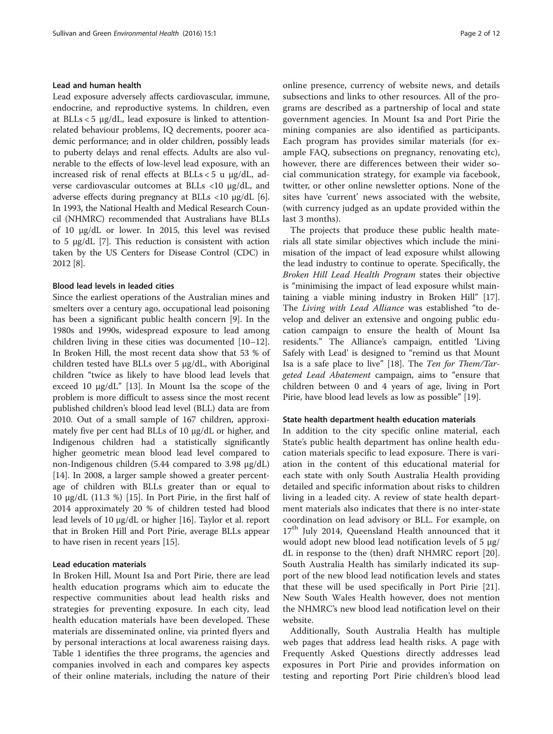### Lead and human health

Lead exposure adversely affects cardiovascular, immune, endocrine, and reproductive systems. In children, even at BLLs < 5 μg/dL, lead exposure is linked to attention-related behaviour problems, IQ decrements, poorer academic performance; and in older children, possibly leads to puberty delays and renal effects. Adults are also vulnerable to the effects of low-level lead exposure, with an increased risk of renal effects at BLLs < 5 u μg/dL, adverse cardiovascular outcomes at BLLs <10 μg/dL, and adverse effects during pregnancy at BLLs <10 μg/dL [6]. In 1993, the National Health and Medical Research Council (NHMRC) recommended that Australians have BLLs of 10 μg/dL or lower. In 2015, this level was revised to 5 μg/dL [7]. This reduction is consistent with action taken by the US Centers for Disease Control (CDC) in 2012 [8].

### Blood lead levels in leaded cities

Since the earliest operations of the Australian mines and smelters over a century ago, occupational lead poisoning has been a significant public health concern [9]. In the 1980s and 1990s, widespread exposure to lead among children living in these cities was documented [10–12]. In Broken Hill, the most recent data show that 53 % of children tested have BLLs over 5 μg/dL, with Aboriginal children "twice as likely to have blood lead levels that exceed 10 μg/dL" [13]. In Mount Isa the scope of the problem is more difficult to assess since the most recent published children's blood lead level (BLL) data are from 2010. Out of a small sample of 167 children, approximately five per cent had BLLs of 10 μg/dL or higher, and Indigenous children had a statistically significantly higher geometric mean blood lead level compared to non-Indigenous children (5.44 compared to 3.98 μg/dL) [14]. In 2008, a larger sample showed a greater percentage of children with BLLs greater than or equal to 10 μg/dL (11.3 %) [15]. In Port Pirie, in the first half of 2014 approximately 20 % of children tested had blood lead levels of 10 μg/dL or higher [16]. Taylor et al. report that in Broken Hill and Port Pirie, average BLLs appear to have risen in recent years [15].

### Lead education materials

In Broken Hill, Mount Isa and Port Pirie, there are lead health education programs which aim to educate the respective communities about lead health risks and strategies for preventing exposure. In each city, lead health education materials have been developed. These materials are disseminated online, via printed flyers and by personal interactions at local awareness raising days. Table 1 identifies the three programs, the agencies and companies involved in each and compares key aspects of their online materials, including the nature of their online presence, currency of website news, and details subsections and links to other resources. All of the programs are described as a partnership of local and state government agencies. In Mount Isa and Port Pirie the mining companies are also identified as participants. Each program has provides similar materials (for example FAQ, subsections on pregnancy, renovating etc), however, there are differences between their wider social communication strategy, for example via facebook, twitter, or other online newsletter options. None of the sites have 'current' news associated with the website, (with currency judged as an update provided within the last 3 months).

The projects that produce these public health materials all state similar objectives which include the minimisation of the impact of lead exposure whilst allowing the lead industry to continue to operate. Specifically, the *Broken Hill Lead Health Program* states their objective is "minimising the impact of lead exposure whilst maintaining a viable mining industry in Broken Hill" [17]. The *Living with Lead Alliance* was established "to develop and deliver an extensive and ongoing public education campaign to ensure the health of Mount Isa residents." The Alliance's campaign, entitled 'Living Safely with Lead' is designed to "remind us that Mount Isa is a safe place to live" [18]. The *Ten for Them/Targeted Lead Abatement* campaign, aims to "ensure that children between 0 and 4 years of age, living in Port Pirie, have blood lead levels as low as possible" [19].

### State health department health education materials

In addition to the city specific online material, each State's public health department has online health education materials specific to lead exposure. There is variation in the content of this educational material for each state with only South Australia Health providing detailed and specific information about risks to children living in a leaded city. A review of state health department materials also indicates that there is no inter-state coordination on lead advisory or BLL. For example, on 17th July 2014, Queensland Health announced that it would adopt new blood lead notification levels of 5 μg/dL in response to the (then) draft NHMRC report [20]. South Australia Health has similarly indicated its support of the new blood lead notification levels and states that these will be used specifically in Port Pirie [21]. New South Wales Health however, does not mention the NHMRC's new blood lead notification level on their website.

Additionally, South Australia Health has multiple web pages that address lead health risks. A page with Frequently Asked Questions directly addresses lead exposures in Port Pirie and provides information on testing and reporting Port Pirie children's blood lead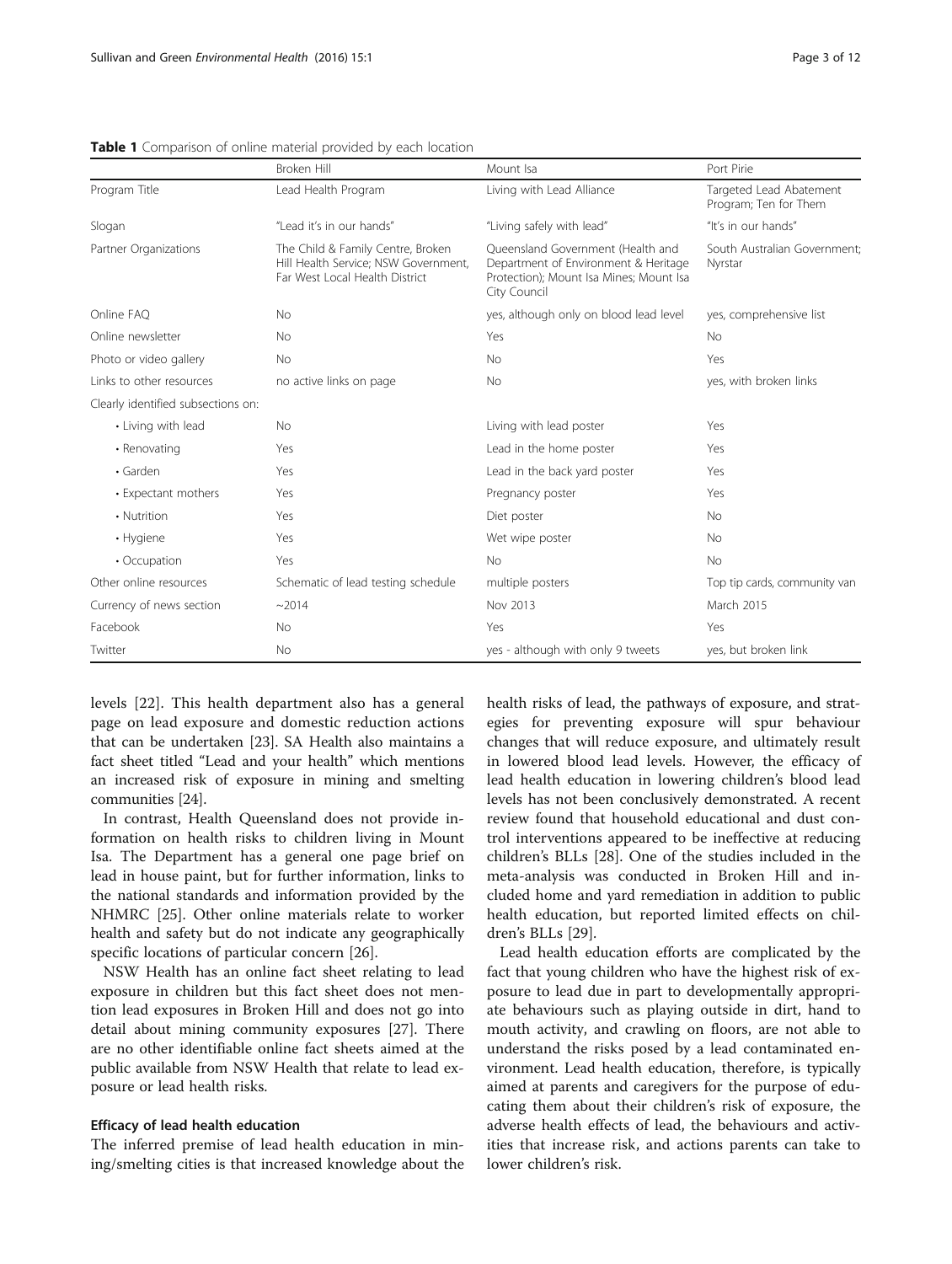**Table 1** Comparison of online material provided by each location

| | Broken Hill | Mount Isa | Port Pirie |
|---|---|---|---|
| Program Title | Lead Health Program | Living with Lead Alliance | Targeted Lead Abatement Program; Ten for Them |
| Slogan | "Lead it's in our hands" | "Living safely with lead" | "It's in our hands" |
| Partner Organizations | The Child & Family Centre, Broken Hill Health Service; NSW Government, Far West Local Health District | Queensland Government (Health and Department of Environment & Heritage Protection); Mount Isa Mines; Mount Isa City Council | South Australian Government; Nyrstar |
| Online FAQ | No | yes, although only on blood lead level | yes, comprehensive list |
| Online newsletter | No | Yes | No |
| Photo or video gallery | No | No | Yes |
| Links to other resources | no active links on page | No | yes, with broken links |
| Clearly identified subsections on: | | | |
| • Living with lead | No | Living with lead poster | Yes |
| • Renovating | Yes | Lead in the home poster | Yes |
| • Garden | Yes | Lead in the back yard poster | Yes |
| • Expectant mothers | Yes | Pregnancy poster | Yes |
| • Nutrition | Yes | Diet poster | No |
| • Hygiene | Yes | Wet wipe poster | No |
| • Occupation | Yes | No | No |
| Other online resources | Schematic of lead testing schedule | multiple posters | Top tip cards, community van |
| Currency of news section | ~2014 | Nov 2013 | March 2015 |
| Facebook | No | Yes | Yes |
| Twitter | No | yes - although with only 9 tweets | yes, but broken link |

levels [22]. This health department also has a general page on lead exposure and domestic reduction actions that can be undertaken [23]. SA Health also maintains a fact sheet titled "Lead and your health" which mentions an increased risk of exposure in mining and smelting communities [24].

In contrast, Health Queensland does not provide information on health risks to children living in Mount Isa. The Department has a general one page brief on lead in house paint, but for further information, links to the national standards and information provided by the NHMRC [25]. Other online materials relate to worker health and safety but do not indicate any geographically specific locations of particular concern [26].

NSW Health has an online fact sheet relating to lead exposure in children but this fact sheet does not mention lead exposures in Broken Hill and does not go into detail about mining community exposures [27]. There are no other identifiable online fact sheets aimed at the public available from NSW Health that relate to lead exposure or lead health risks.

### Efficacy of lead health education

The inferred premise of lead health education in mining/smelting cities is that increased knowledge about the health risks of lead, the pathways of exposure, and strategies for preventing exposure will spur behaviour changes that will reduce exposure, and ultimately result in lowered blood lead levels. However, the efficacy of lead health education in lowering children's blood lead levels has not been conclusively demonstrated. A recent review found that household educational and dust control interventions appeared to be ineffective at reducing children's BLLs [28]. One of the studies included in the meta-analysis was conducted in Broken Hill and included home and yard remediation in addition to public health education, but reported limited effects on children's BLLs [29].

Lead health education efforts are complicated by the fact that young children who have the highest risk of exposure to lead due in part to developmentally appropriate behaviours such as playing outside in dirt, hand to mouth activity, and crawling on floors, are not able to understand the risks posed by a lead contaminated environment. Lead health education, therefore, is typically aimed at parents and caregivers for the purpose of educating them about their children's risk of exposure, the adverse health effects of lead, the behaviours and activities that increase risk, and actions parents can take to lower children's risk.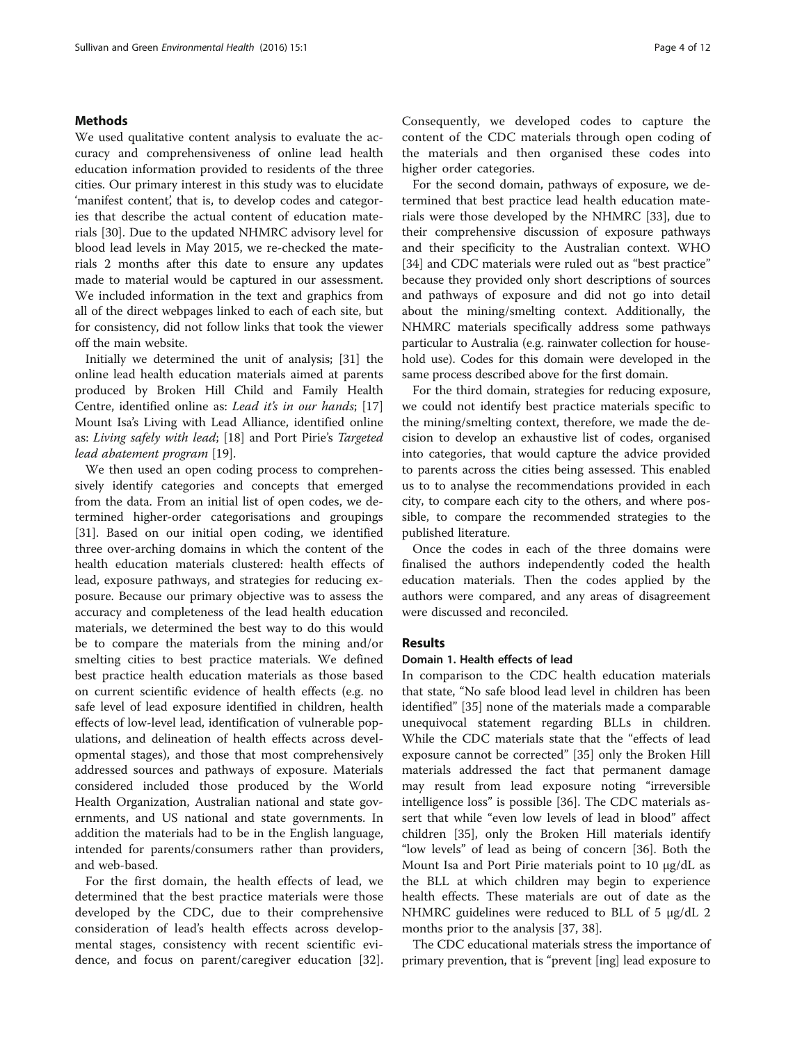## Methods

We used qualitative content analysis to evaluate the accuracy and comprehensiveness of online lead health education information provided to residents of the three cities. Our primary interest in this study was to elucidate 'manifest content', that is, to develop codes and categories that describe the actual content of education materials [30]. Due to the updated NHMRC advisory level for blood lead levels in May 2015, we re-checked the materials 2 months after this date to ensure any updates made to material would be captured in our assessment. We included information in the text and graphics from all of the direct webpages linked to each of each site, but for consistency, did not follow links that took the viewer off the main website.

Initially we determined the unit of analysis; [31] the online lead health education materials aimed at parents produced by Broken Hill Child and Family Health Centre, identified online as: *Lead it's in our hands*; [17] Mount Isa's Living with Lead Alliance, identified online as: *Living safely with lead*; [18] and Port Pirie's *Targeted lead abatement program* [19].

We then used an open coding process to comprehensively identify categories and concepts that emerged from the data. From an initial list of open codes, we determined higher-order categorisations and groupings [31]. Based on our initial open coding, we identified three over-arching domains in which the content of the health education materials clustered: health effects of lead, exposure pathways, and strategies for reducing exposure. Because our primary objective was to assess the accuracy and completeness of the lead health education materials, we determined the best way to do this would be to compare the materials from the mining and/or smelting cities to best practice materials. We defined best practice health education materials as those based on current scientific evidence of health effects (e.g. no safe level of lead exposure identified in children, health effects of low-level lead, identification of vulnerable populations, and delineation of health effects across developmental stages), and those that most comprehensively addressed sources and pathways of exposure. Materials considered included those produced by the World Health Organization, Australian national and state governments, and US national and state governments. In addition the materials had to be in the English language, intended for parents/consumers rather than providers, and web-based.

For the first domain, the health effects of lead, we determined that the best practice materials were those developed by the CDC, due to their comprehensive consideration of lead's health effects across developmental stages, consistency with recent scientific evidence, and focus on parent/caregiver education [32]. Consequently, we developed codes to capture the content of the CDC materials through open coding of the materials and then organised these codes into higher order categories.

For the second domain, pathways of exposure, we determined that best practice lead health education materials were those developed by the NHMRC [33], due to their comprehensive discussion of exposure pathways and their specificity to the Australian context. WHO [34] and CDC materials were ruled out as "best practice" because they provided only short descriptions of sources and pathways of exposure and did not go into detail about the mining/smelting context. Additionally, the NHMRC materials specifically address some pathways particular to Australia (e.g. rainwater collection for household use). Codes for this domain were developed in the same process described above for the first domain.

For the third domain, strategies for reducing exposure, we could not identify best practice materials specific to the mining/smelting context, therefore, we made the decision to develop an exhaustive list of codes, organised into categories, that would capture the advice provided to parents across the cities being assessed. This enabled us to to analyse the recommendations provided in each city, to compare each city to the others, and where possible, to compare the recommended strategies to the published literature.

Once the codes in each of the three domains were finalised the authors independently coded the health education materials. Then the codes applied by the authors were compared, and any areas of disagreement were discussed and reconciled.

## Results

### Domain 1. Health effects of lead

In comparison to the CDC health education materials that state, "No safe blood lead level in children has been identified" [35] none of the materials made a comparable unequivocal statement regarding BLLs in children. While the CDC materials state that the "effects of lead exposure cannot be corrected" [35] only the Broken Hill materials addressed the fact that permanent damage may result from lead exposure noting "irreversible intelligence loss" is possible [36]. The CDC materials assert that while "even low levels of lead in blood" affect children [35], only the Broken Hill materials identify "low levels" of lead as being of concern [36]. Both the Mount Isa and Port Pirie materials point to 10 μg/dL as the BLL at which children may begin to experience health effects. These materials are out of date as the NHMRC guidelines were reduced to BLL of 5 μg/dL 2 months prior to the analysis [37, 38].

The CDC educational materials stress the importance of primary prevention, that is "prevent [ing] lead exposure to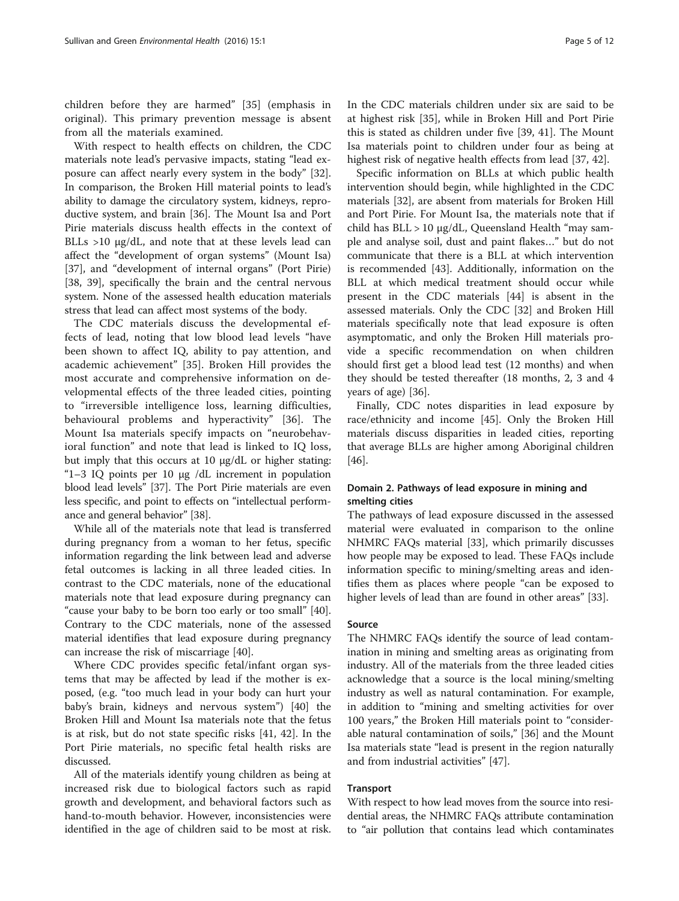children before they are harmed" [35] (emphasis in original). This primary prevention message is absent from all the materials examined.

With respect to health effects on children, the CDC materials note lead's pervasive impacts, stating "lead exposure can affect nearly every system in the body" [32]. In comparison, the Broken Hill material points to lead's ability to damage the circulatory system, kidneys, reproductive system, and brain [36]. The Mount Isa and Port Pirie materials discuss health effects in the context of BLLs >10 μg/dL, and note that at these levels lead can affect the "development of organ systems" (Mount Isa) [37], and "development of internal organs" (Port Pirie) [38, 39], specifically the brain and the central nervous system. None of the assessed health education materials stress that lead can affect most systems of the body.

The CDC materials discuss the developmental effects of lead, noting that low blood lead levels "have been shown to affect IQ, ability to pay attention, and academic achievement" [35]. Broken Hill provides the most accurate and comprehensive information on developmental effects of the three leaded cities, pointing to "irreversible intelligence loss, learning difficulties, behavioural problems and hyperactivity" [36]. The Mount Isa materials specify impacts on "neurobehavioral function" and note that lead is linked to IQ loss, but imply that this occurs at 10 μg/dL or higher stating: "1–3 IQ points per 10 μg /dL increment in population blood lead levels" [37]. The Port Pirie materials are even less specific, and point to effects on "intellectual performance and general behavior" [38].

While all of the materials note that lead is transferred during pregnancy from a woman to her fetus, specific information regarding the link between lead and adverse fetal outcomes is lacking in all three leaded cities. In contrast to the CDC materials, none of the educational materials note that lead exposure during pregnancy can "cause your baby to be born too early or too small" [40]. Contrary to the CDC materials, none of the assessed material identifies that lead exposure during pregnancy can increase the risk of miscarriage [40].

Where CDC provides specific fetal/infant organ systems that may be affected by lead if the mother is exposed, (e.g. "too much lead in your body can hurt your baby's brain, kidneys and nervous system") [40] the Broken Hill and Mount Isa materials note that the fetus is at risk, but do not state specific risks [41, 42]. In the Port Pirie materials, no specific fetal health risks are discussed.

All of the materials identify young children as being at increased risk due to biological factors such as rapid growth and development, and behavioral factors such as hand-to-mouth behavior. However, inconsistencies were identified in the age of children said to be most at risk. In the CDC materials children under six are said to be at highest risk [35], while in Broken Hill and Port Pirie this is stated as children under five [39, 41]. The Mount Isa materials point to children under four as being at highest risk of negative health effects from lead [37, 42].

Specific information on BLLs at which public health intervention should begin, while highlighted in the CDC materials [32], are absent from materials for Broken Hill and Port Pirie. For Mount Isa, the materials note that if child has BLL > 10 μg/dL, Queensland Health "may sample and analyse soil, dust and paint flakes…" but do not communicate that there is a BLL at which intervention is recommended [43]. Additionally, information on the BLL at which medical treatment should occur while present in the CDC materials [44] is absent in the assessed materials. Only the CDC [32] and Broken Hill materials specifically note that lead exposure is often asymptomatic, and only the Broken Hill materials provide a specific recommendation on when children should first get a blood lead test (12 months) and when they should be tested thereafter (18 months, 2, 3 and 4 years of age) [36].

Finally, CDC notes disparities in lead exposure by race/ethnicity and income [45]. Only the Broken Hill materials discuss disparities in leaded cities, reporting that average BLLs are higher among Aboriginal children [46].

### Domain 2. Pathways of lead exposure in mining and smelting cities

The pathways of lead exposure discussed in the assessed material were evaluated in comparison to the online NHMRC FAQs material [33], which primarily discusses how people may be exposed to lead. These FAQs include information specific to mining/smelting areas and identifies them as places where people "can be exposed to higher levels of lead than are found in other areas" [33].

#### Source

The NHMRC FAQs identify the source of lead contamination in mining and smelting areas as originating from industry. All of the materials from the three leaded cities acknowledge that a source is the local mining/smelting industry as well as natural contamination. For example, in addition to "mining and smelting activities for over 100 years," the Broken Hill materials point to "considerable natural contamination of soils," [36] and the Mount Isa materials state "lead is present in the region naturally and from industrial activities" [47].

#### Transport

With respect to how lead moves from the source into residential areas, the NHMRC FAQs attribute contamination to "air pollution that contains lead which contaminates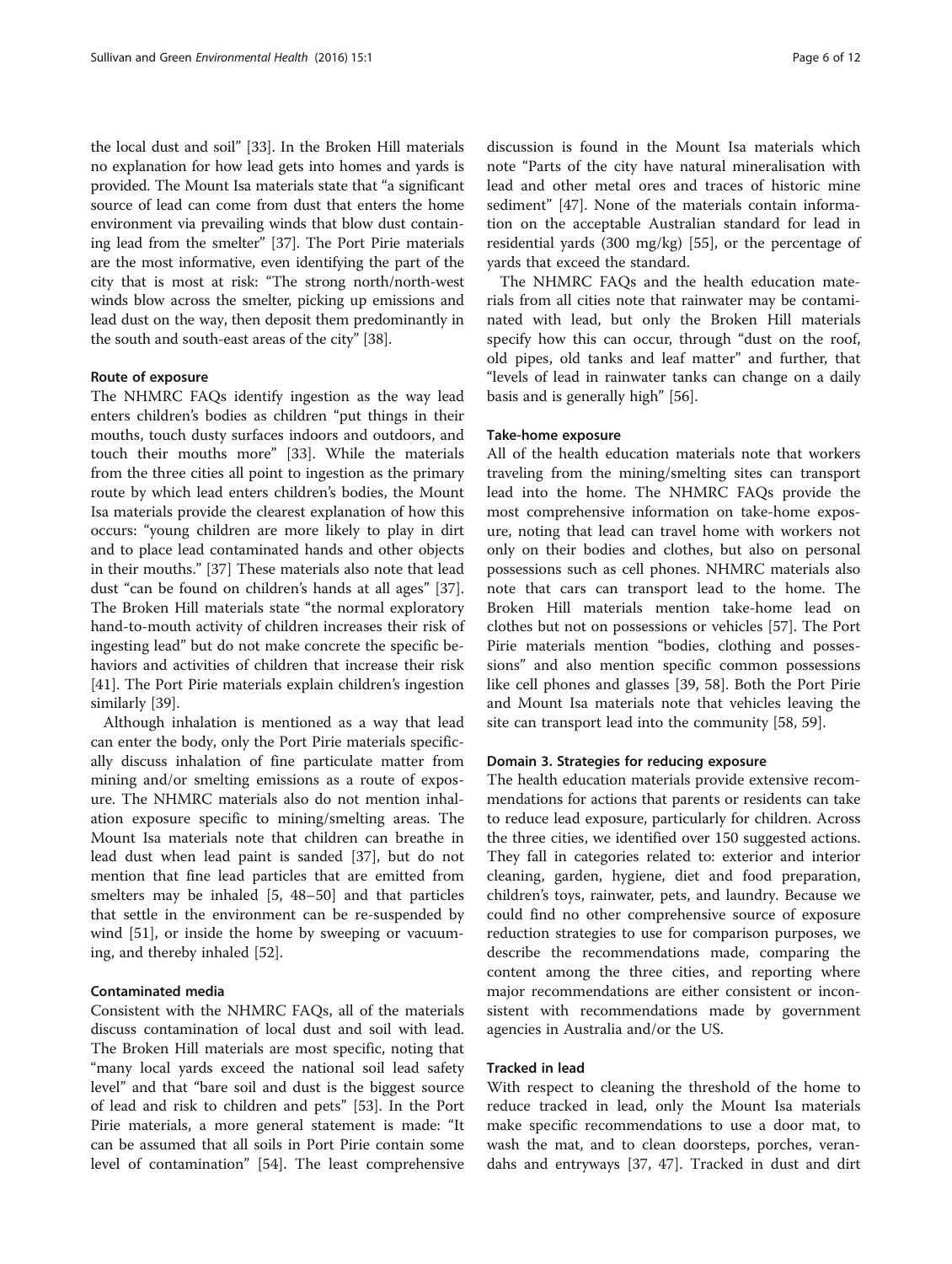the local dust and soil" [33]. In the Broken Hill materials no explanation for how lead gets into homes and yards is provided. The Mount Isa materials state that "a significant source of lead can come from dust that enters the home environment via prevailing winds that blow dust containing lead from the smelter" [37]. The Port Pirie materials are the most informative, even identifying the part of the city that is most at risk: "The strong north/north-west winds blow across the smelter, picking up emissions and lead dust on the way, then deposit them predominantly in the south and south-east areas of the city" [38].

#### Route of exposure

The NHMRC FAQs identify ingestion as the way lead enters children's bodies as children "put things in their mouths, touch dusty surfaces indoors and outdoors, and touch their mouths more" [33]. While the materials from the three cities all point to ingestion as the primary route by which lead enters children's bodies, the Mount Isa materials provide the clearest explanation of how this occurs: "young children are more likely to play in dirt and to place lead contaminated hands and other objects in their mouths." [37] These materials also note that lead dust "can be found on children's hands at all ages" [37]. The Broken Hill materials state "the normal exploratory hand-to-mouth activity of children increases their risk of ingesting lead" but do not make concrete the specific behaviors and activities of children that increase their risk [41]. The Port Pirie materials explain children's ingestion similarly [39].

Although inhalation is mentioned as a way that lead can enter the body, only the Port Pirie materials specifically discuss inhalation of fine particulate matter from mining and/or smelting emissions as a route of exposure. The NHMRC materials also do not mention inhalation exposure specific to mining/smelting areas. The Mount Isa materials note that children can breathe in lead dust when lead paint is sanded [37], but do not mention that fine lead particles that are emitted from smelters may be inhaled [5, 48–50] and that particles that settle in the environment can be re-suspended by wind [51], or inside the home by sweeping or vacuuming, and thereby inhaled [52].

#### Contaminated media

Consistent with the NHMRC FAQs, all of the materials discuss contamination of local dust and soil with lead. The Broken Hill materials are most specific, noting that "many local yards exceed the national soil lead safety level" and that "bare soil and dust is the biggest source of lead and risk to children and pets" [53]. In the Port Pirie materials, a more general statement is made: "It can be assumed that all soils in Port Pirie contain some level of contamination" [54]. The least comprehensive discussion is found in the Mount Isa materials which note "Parts of the city have natural mineralisation with lead and other metal ores and traces of historic mine sediment" [47]. None of the materials contain information on the acceptable Australian standard for lead in residential yards (300 mg/kg) [55], or the percentage of yards that exceed the standard.

The NHMRC FAQs and the health education materials from all cities note that rainwater may be contaminated with lead, but only the Broken Hill materials specify how this can occur, through "dust on the roof, old pipes, old tanks and leaf matter" and further, that "levels of lead in rainwater tanks can change on a daily basis and is generally high" [56].

#### Take-home exposure

All of the health education materials note that workers traveling from the mining/smelting sites can transport lead into the home. The NHMRC FAQs provide the most comprehensive information on take-home exposure, noting that lead can travel home with workers not only on their bodies and clothes, but also on personal possessions such as cell phones. NHMRC materials also note that cars can transport lead to the home. The Broken Hill materials mention take-home lead on clothes but not on possessions or vehicles [57]. The Port Pirie materials mention "bodies, clothing and possessions" and also mention specific common possessions like cell phones and glasses [39, 58]. Both the Port Pirie and Mount Isa materials note that vehicles leaving the site can transport lead into the community [58, 59].

### Domain 3. Strategies for reducing exposure

The health education materials provide extensive recommendations for actions that parents or residents can take to reduce lead exposure, particularly for children. Across the three cities, we identified over 150 suggested actions. They fall in categories related to: exterior and interior cleaning, garden, hygiene, diet and food preparation, children's toys, rainwater, pets, and laundry. Because we could find no other comprehensive source of exposure reduction strategies to use for comparison purposes, we describe the recommendations made, comparing the content among the three cities, and reporting where major recommendations are either consistent or inconsistent with recommendations made by government agencies in Australia and/or the US.

#### Tracked in lead

With respect to cleaning the threshold of the home to reduce tracked in lead, only the Mount Isa materials make specific recommendations to use a door mat, to wash the mat, and to clean doorsteps, porches, verandahs and entryways [37, 47]. Tracked in dust and dirt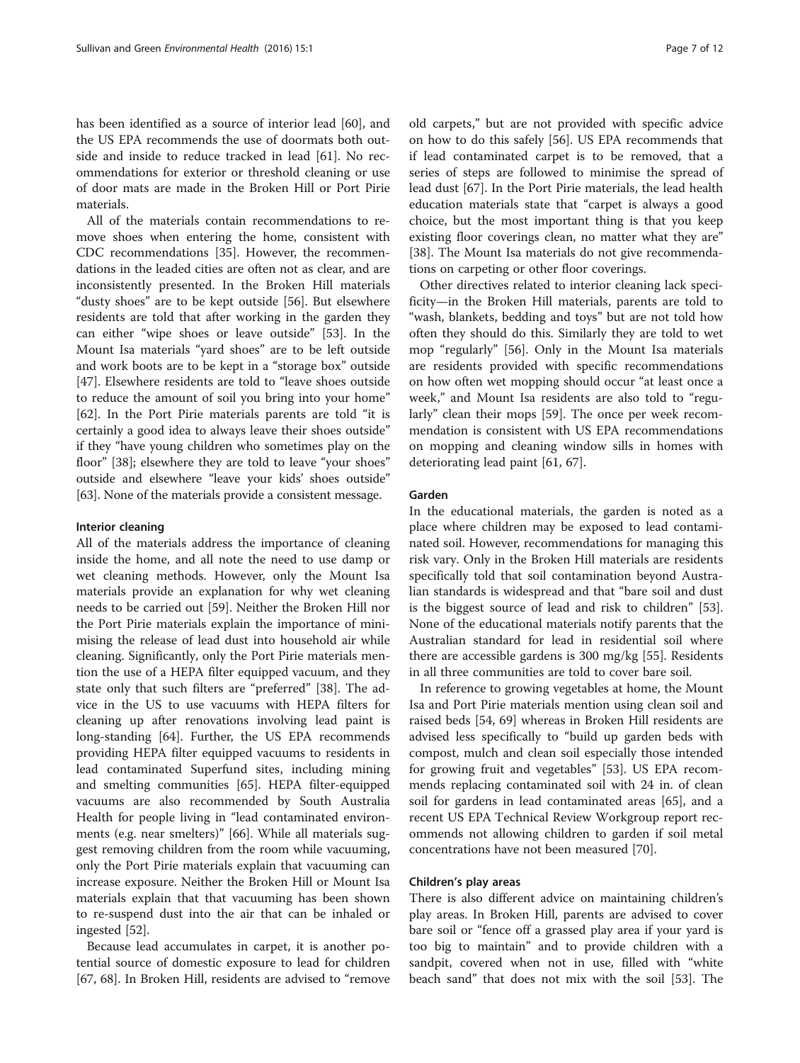has been identified as a source of interior lead [60], and the US EPA recommends the use of doormats both outside and inside to reduce tracked in lead [61]. No recommendations for exterior or threshold cleaning or use of door mats are made in the Broken Hill or Port Pirie materials.

All of the materials contain recommendations to remove shoes when entering the home, consistent with CDC recommendations [35]. However, the recommendations in the leaded cities are often not as clear, and are inconsistently presented. In the Broken Hill materials "dusty shoes" are to be kept outside [56]. But elsewhere residents are told that after working in the garden they can either "wipe shoes or leave outside" [53]. In the Mount Isa materials "yard shoes" are to be left outside and work boots are to be kept in a "storage box" outside [47]. Elsewhere residents are told to "leave shoes outside to reduce the amount of soil you bring into your home" [62]. In the Port Pirie materials parents are told "it is certainly a good idea to always leave their shoes outside" if they "have young children who sometimes play on the floor" [38]; elsewhere they are told to leave "your shoes" outside and elsewhere "leave your kids' shoes outside" [63]. None of the materials provide a consistent message.

#### Interior cleaning

All of the materials address the importance of cleaning inside the home, and all note the need to use damp or wet cleaning methods. However, only the Mount Isa materials provide an explanation for why wet cleaning needs to be carried out [59]. Neither the Broken Hill nor the Port Pirie materials explain the importance of minimising the release of lead dust into household air while cleaning. Significantly, only the Port Pirie materials mention the use of a HEPA filter equipped vacuum, and they state only that such filters are "preferred" [38]. The advice in the US to use vacuums with HEPA filters for cleaning up after renovations involving lead paint is long-standing [64]. Further, the US EPA recommends providing HEPA filter equipped vacuums to residents in lead contaminated Superfund sites, including mining and smelting communities [65]. HEPA filter-equipped vacuums are also recommended by South Australia Health for people living in "lead contaminated environments (e.g. near smelters)" [66]. While all materials suggest removing children from the room while vacuuming, only the Port Pirie materials explain that vacuuming can increase exposure. Neither the Broken Hill or Mount Isa materials explain that that vacuuming has been shown to re-suspend dust into the air that can be inhaled or ingested [52].

Because lead accumulates in carpet, it is another potential source of domestic exposure to lead for children [67, 68]. In Broken Hill, residents are advised to "remove old carpets," but are not provided with specific advice on how to do this safely [56]. US EPA recommends that if lead contaminated carpet is to be removed, that a series of steps are followed to minimise the spread of lead dust [67]. In the Port Pirie materials, the lead health education materials state that "carpet is always a good choice, but the most important thing is that you keep existing floor coverings clean, no matter what they are" [38]. The Mount Isa materials do not give recommendations on carpeting or other floor coverings.

Other directives related to interior cleaning lack specificity—in the Broken Hill materials, parents are told to "wash, blankets, bedding and toys" but are not told how often they should do this. Similarly they are told to wet mop "regularly" [56]. Only in the Mount Isa materials are residents provided with specific recommendations on how often wet mopping should occur "at least once a week," and Mount Isa residents are also told to "regularly" clean their mops [59]. The once per week recommendation is consistent with US EPA recommendations on mopping and cleaning window sills in homes with deteriorating lead paint [61, 67].

#### Garden

In the educational materials, the garden is noted as a place where children may be exposed to lead contaminated soil. However, recommendations for managing this risk vary. Only in the Broken Hill materials are residents specifically told that soil contamination beyond Australian standards is widespread and that "bare soil and dust is the biggest source of lead and risk to children" [53]. None of the educational materials notify parents that the Australian standard for lead in residential soil where there are accessible gardens is 300 mg/kg [55]. Residents in all three communities are told to cover bare soil.

In reference to growing vegetables at home, the Mount Isa and Port Pirie materials mention using clean soil and raised beds [54, 69] whereas in Broken Hill residents are advised less specifically to "build up garden beds with compost, mulch and clean soil especially those intended for growing fruit and vegetables" [53]. US EPA recommends replacing contaminated soil with 24 in. of clean soil for gardens in lead contaminated areas [65], and a recent US EPA Technical Review Workgroup report recommends not allowing children to garden if soil metal concentrations have not been measured [70].

#### Children's play areas

There is also different advice on maintaining children's play areas. In Broken Hill, parents are advised to cover bare soil or "fence off a grassed play area if your yard is too big to maintain" and to provide children with a sandpit, covered when not in use, filled with "white beach sand" that does not mix with the soil [53]. The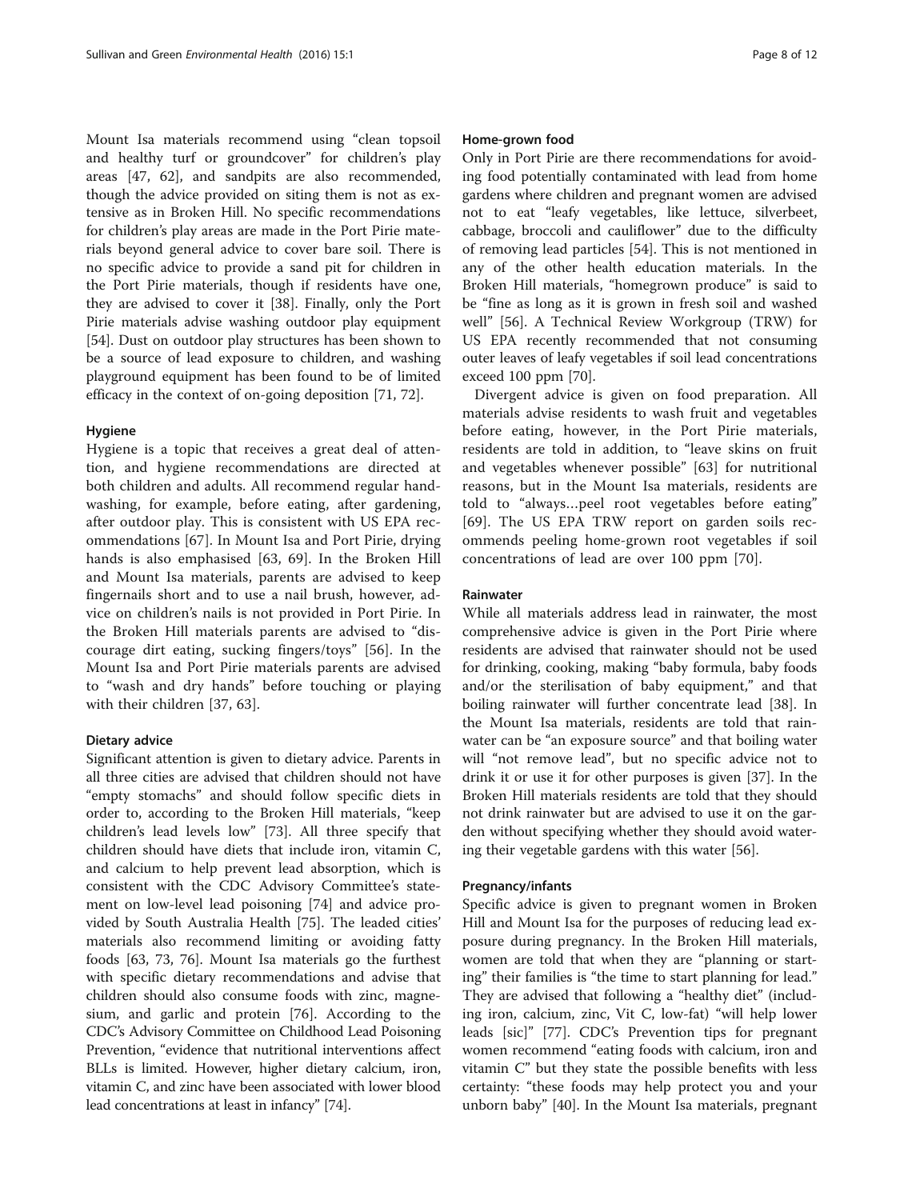Mount Isa materials recommend using "clean topsoil and healthy turf or groundcover" for children's play areas [47, 62], and sandpits are also recommended, though the advice provided on siting them is not as extensive as in Broken Hill. No specific recommendations for children's play areas are made in the Port Pirie materials beyond general advice to cover bare soil. There is no specific advice to provide a sand pit for children in the Port Pirie materials, though if residents have one, they are advised to cover it [38]. Finally, only the Port Pirie materials advise washing outdoor play equipment [54]. Dust on outdoor play structures has been shown to be a source of lead exposure to children, and washing playground equipment has been found to be of limited efficacy in the context of on-going deposition [71, 72].

#### Hygiene

Hygiene is a topic that receives a great deal of attention, and hygiene recommendations are directed at both children and adults. All recommend regular handwashing, for example, before eating, after gardening, after outdoor play. This is consistent with US EPA recommendations [67]. In Mount Isa and Port Pirie, drying hands is also emphasised [63, 69]. In the Broken Hill and Mount Isa materials, parents are advised to keep fingernails short and to use a nail brush, however, advice on children's nails is not provided in Port Pirie. In the Broken Hill materials parents are advised to "discourage dirt eating, sucking fingers/toys" [56]. In the Mount Isa and Port Pirie materials parents are advised to "wash and dry hands" before touching or playing with their children [37, 63].

#### Dietary advice

Significant attention is given to dietary advice. Parents in all three cities are advised that children should not have "empty stomachs" and should follow specific diets in order to, according to the Broken Hill materials, "keep children's lead levels low" [73]. All three specify that children should have diets that include iron, vitamin C, and calcium to help prevent lead absorption, which is consistent with the CDC Advisory Committee's statement on low-level lead poisoning [74] and advice provided by South Australia Health [75]. The leaded cities' materials also recommend limiting or avoiding fatty foods [63, 73, 76]. Mount Isa materials go the furthest with specific dietary recommendations and advise that children should also consume foods with zinc, magnesium, and garlic and protein [76]. According to the CDC's Advisory Committee on Childhood Lead Poisoning Prevention, "evidence that nutritional interventions affect BLLs is limited. However, higher dietary calcium, iron, vitamin C, and zinc have been associated with lower blood lead concentrations at least in infancy" [74].

#### Home-grown food

Only in Port Pirie are there recommendations for avoiding food potentially contaminated with lead from home gardens where children and pregnant women are advised not to eat "leafy vegetables, like lettuce, silverbeet, cabbage, broccoli and cauliflower" due to the difficulty of removing lead particles [54]. This is not mentioned in any of the other health education materials. In the Broken Hill materials, "homegrown produce" is said to be "fine as long as it is grown in fresh soil and washed well" [56]. A Technical Review Workgroup (TRW) for US EPA recently recommended that not consuming outer leaves of leafy vegetables if soil lead concentrations exceed 100 ppm [70].

Divergent advice is given on food preparation. All materials advise residents to wash fruit and vegetables before eating, however, in the Port Pirie materials, residents are told in addition, to "leave skins on fruit and vegetables whenever possible" [63] for nutritional reasons, but in the Mount Isa materials, residents are told to "always…peel root vegetables before eating" [69]. The US EPA TRW report on garden soils recommends peeling home-grown root vegetables if soil concentrations of lead are over 100 ppm [70].

#### Rainwater

While all materials address lead in rainwater, the most comprehensive advice is given in the Port Pirie where residents are advised that rainwater should not be used for drinking, cooking, making "baby formula, baby foods and/or the sterilisation of baby equipment," and that boiling rainwater will further concentrate lead [38]. In the Mount Isa materials, residents are told that rainwater can be "an exposure source" and that boiling water will "not remove lead", but no specific advice not to drink it or use it for other purposes is given [37]. In the Broken Hill materials residents are told that they should not drink rainwater but are advised to use it on the garden without specifying whether they should avoid watering their vegetable gardens with this water [56].

#### Pregnancy/infants

Specific advice is given to pregnant women in Broken Hill and Mount Isa for the purposes of reducing lead exposure during pregnancy. In the Broken Hill materials, women are told that when they are "planning or starting" their families is "the time to start planning for lead." They are advised that following a "healthy diet" (including iron, calcium, zinc, Vit C, low-fat) "will help lower leads [sic]" [77]. CDC's Prevention tips for pregnant women recommend "eating foods with calcium, iron and vitamin C" but they state the possible benefits with less certainty: "these foods may help protect you and your unborn baby" [40]. In the Mount Isa materials, pregnant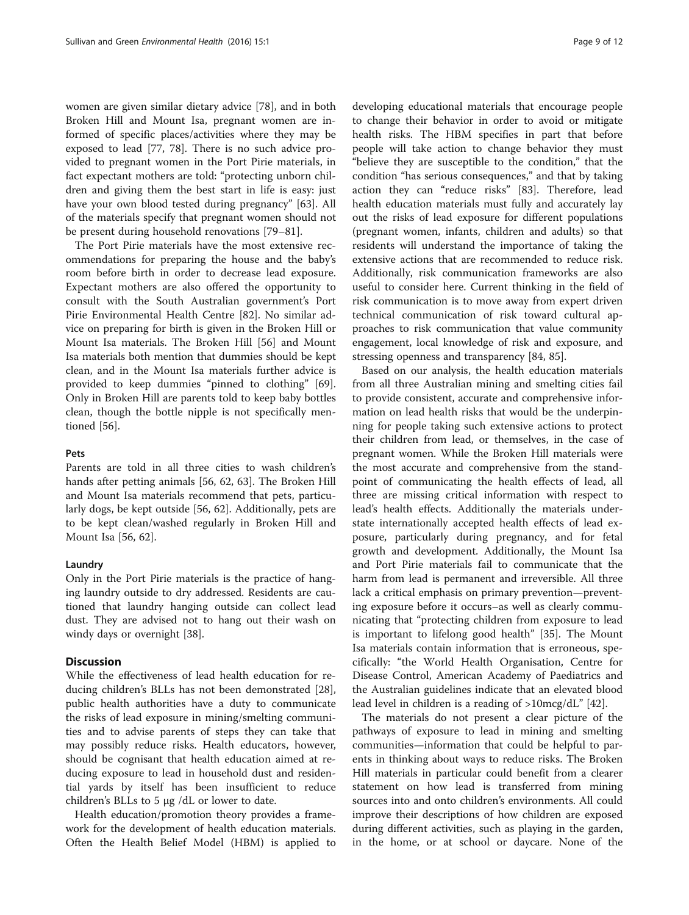women are given similar dietary advice [78], and in both Broken Hill and Mount Isa, pregnant women are informed of specific places/activities where they may be exposed to lead [77, 78]. There is no such advice provided to pregnant women in the Port Pirie materials, in fact expectant mothers are told: "protecting unborn children and giving them the best start in life is easy: just have your own blood tested during pregnancy" [63]. All of the materials specify that pregnant women should not be present during household renovations [79–81].

The Port Pirie materials have the most extensive recommendations for preparing the house and the baby's room before birth in order to decrease lead exposure. Expectant mothers are also offered the opportunity to consult with the South Australian government's Port Pirie Environmental Health Centre [82]. No similar advice on preparing for birth is given in the Broken Hill or Mount Isa materials. The Broken Hill [56] and Mount Isa materials both mention that dummies should be kept clean, and in the Mount Isa materials further advice is provided to keep dummies "pinned to clothing" [69]. Only in Broken Hill are parents told to keep baby bottles clean, though the bottle nipple is not specifically mentioned [56].

#### Pets

Parents are told in all three cities to wash children's hands after petting animals [56, 62, 63]. The Broken Hill and Mount Isa materials recommend that pets, particularly dogs, be kept outside [56, 62]. Additionally, pets are to be kept clean/washed regularly in Broken Hill and Mount Isa [56, 62].

#### Laundry

Only in the Port Pirie materials is the practice of hanging laundry outside to dry addressed. Residents are cautioned that laundry hanging outside can collect lead dust. They are advised not to hang out their wash on windy days or overnight [38].

## Discussion

While the effectiveness of lead health education for reducing children's BLLs has not been demonstrated [28], public health authorities have a duty to communicate the risks of lead exposure in mining/smelting communities and to advise parents of steps they can take that may possibly reduce risks. Health educators, however, should be cognisant that health education aimed at reducing exposure to lead in household dust and residential yards by itself has been insufficient to reduce children's BLLs to 5 μg /dL or lower to date.

Health education/promotion theory provides a framework for the development of health education materials. Often the Health Belief Model (HBM) is applied to developing educational materials that encourage people to change their behavior in order to avoid or mitigate health risks. The HBM specifies in part that before people will take action to change behavior they must "believe they are susceptible to the condition," that the condition "has serious consequences," and that by taking action they can "reduce risks" [83]. Therefore, lead health education materials must fully and accurately lay out the risks of lead exposure for different populations (pregnant women, infants, children and adults) so that residents will understand the importance of taking the extensive actions that are recommended to reduce risk. Additionally, risk communication frameworks are also useful to consider here. Current thinking in the field of risk communication is to move away from expert driven technical communication of risk toward cultural approaches to risk communication that value community engagement, local knowledge of risk and exposure, and stressing openness and transparency [84, 85].

Based on our analysis, the health education materials from all three Australian mining and smelting cities fail to provide consistent, accurate and comprehensive information on lead health risks that would be the underpinning for people taking such extensive actions to protect their children from lead, or themselves, in the case of pregnant women. While the Broken Hill materials were the most accurate and comprehensive from the standpoint of communicating the health effects of lead, all three are missing critical information with respect to lead's health effects. Additionally the materials understate internationally accepted health effects of lead exposure, particularly during pregnancy, and for fetal growth and development. Additionally, the Mount Isa and Port Pirie materials fail to communicate that the harm from lead is permanent and irreversible. All three lack a critical emphasis on primary prevention—preventing exposure before it occurs–as well as clearly communicating that "protecting children from exposure to lead is important to lifelong good health" [35]. The Mount Isa materials contain information that is erroneous, specifically: "the World Health Organisation, Centre for Disease Control, American Academy of Paediatrics and the Australian guidelines indicate that an elevated blood lead level in children is a reading of >10mcg/dL" [42].

The materials do not present a clear picture of the pathways of exposure to lead in mining and smelting communities—information that could be helpful to parents in thinking about ways to reduce risks. The Broken Hill materials in particular could benefit from a clearer statement on how lead is transferred from mining sources into and onto children's environments. All could improve their descriptions of how children are exposed during different activities, such as playing in the garden, in the home, or at school or daycare. None of the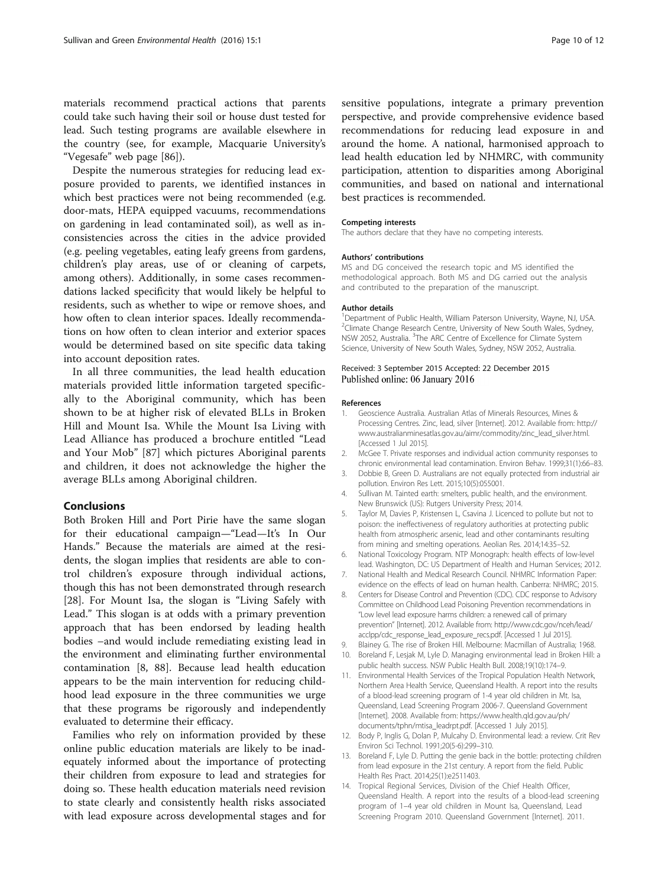materials recommend practical actions that parents could take such having their soil or house dust tested for lead. Such testing programs are available elsewhere in the country (see, for example, Macquarie University's "Vegesafe" web page [86]).

Despite the numerous strategies for reducing lead exposure provided to parents, we identified instances in which best practices were not being recommended (e.g. door-mats, HEPA equipped vacuums, recommendations on gardening in lead contaminated soil), as well as inconsistencies across the cities in the advice provided (e.g. peeling vegetables, eating leafy greens from gardens, children's play areas, use of or cleaning of carpets, among others). Additionally, in some cases recommendations lacked specificity that would likely be helpful to residents, such as whether to wipe or remove shoes, and how often to clean interior spaces. Ideally recommendations on how often to clean interior and exterior spaces would be determined based on site specific data taking into account deposition rates.

In all three communities, the lead health education materials provided little information targeted specifically to the Aboriginal community, which has been shown to be at higher risk of elevated BLLs in Broken Hill and Mount Isa. While the Mount Isa Living with Lead Alliance has produced a brochure entitled "Lead and Your Mob" [87] which pictures Aboriginal parents and children, it does not acknowledge the higher the average BLLs among Aboriginal children.

## Conclusions

Both Broken Hill and Port Pirie have the same slogan for their educational campaign—"Lead—It's In Our Hands." Because the materials are aimed at the residents, the slogan implies that residents are able to control children's exposure through individual actions, though this has not been demonstrated through research [28]. For Mount Isa, the slogan is "Living Safely with Lead." This slogan is at odds with a primary prevention approach that has been endorsed by leading health bodies –and would include remediating existing lead in the environment and eliminating further environmental contamination [8, 88]. Because lead health education appears to be the main intervention for reducing childhood lead exposure in the three communities we urge that these programs be rigorously and independently evaluated to determine their efficacy.

Families who rely on information provided by these online public education materials are likely to be inadequately informed about the importance of protecting their children from exposure to lead and strategies for doing so. These health education materials need revision to state clearly and consistently health risks associated with lead exposure across developmental stages and for sensitive populations, integrate a primary prevention perspective, and provide comprehensive evidence based recommendations for reducing lead exposure in and around the home. A national, harmonised approach to lead health education led by NHMRC, with community participation, attention to disparities among Aboriginal communities, and based on national and international best practices is recommended.

#### Competing interests

The authors declare that they have no competing interests.

#### Authors' contributions

MS and DG conceived the research topic and MS identified the methodological approach. Both MS and DG carried out the analysis and contributed to the preparation of the manuscript.

#### Author details

[1]Department of Public Health, William Paterson University, Wayne, NJ, USA. [2]Climate Change Research Centre, University of New South Wales, Sydney, NSW 2052, Australia. [3]The ARC Centre of Excellence for Climate System Science, University of New South Wales, Sydney, NSW 2052, Australia.

Received: 3 September 2015 Accepted: 22 December 2015
Published online: 06 January 2016

#### References

1. Geoscience Australia. Australian Atlas of Minerals Resources, Mines & Processing Centres. Zinc, lead, silver [Internet]. 2012. Available from: http://www.australianminesatlas.gov.au/aimr/commodity/zinc_lead_silver.html. [Accessed 1 Jul 2015].
2. McGee T. Private responses and individual action community responses to chronic environmental lead contamination. Environ Behav. 1999;31(1):66–83.
3. Dobbie B, Green D. Australians are not equally protected from industrial air pollution. Environ Res Lett. 2015;10(5):055001.
4. Sullivan M. Tainted earth: smelters, public health, and the environment. New Brunswick (US): Rutgers University Press; 2014.
5. Taylor M, Davies P, Kristensen L, Csavina J. Licenced to pollute but not to poison: the ineffectiveness of regulatory authorities at protecting public health from atmospheric arsenic, lead and other contaminants resulting from mining and smelting operations. Aeolian Res. 2014;14:35–52.
6. National Toxicology Program. NTP Monograph: health effects of low-level lead. Washington, DC: US Department of Health and Human Services; 2012.
7. National Health and Medical Research Council. NHMRC Information Paper: evidence on the effects of lead on human health. Canberra: NHMRC; 2015.
8. Centers for Disease Control and Prevention (CDC). CDC response to Advisory Committee on Childhood Lead Poisoning Prevention recommendations in "Low level lead exposure harms children: a renewed call of primary prevention" [Internet]. 2012. Available from: http://www.cdc.gov/nceh/lead/acclpp/cdc_response_lead_exposure_recs.pdf. [Accessed 1 Jul 2015].
9. Blainey G. The rise of Broken Hill. Melbourne: Macmillan of Australia; 1968.
10. Boreland F, Lesjak M, Lyle D. Managing environmental lead in Broken Hill: a public health success. NSW Public Health Bull. 2008;19(10):174–9.
11. Environmental Health Services of the Tropical Population Health Network, Northern Area Health Service, Queensland Health. A report into the results of a blood-lead screening program of 1-4 year old children in Mt. Isa, Queensland, Lead Screening Program 2006-7. Queensland Government [Internet]. 2008. Available from: https://www.health.qld.gov.au/ph/documents/tphn/mtisa_leadrpt.pdf. [Accessed 1 July 2015].
12. Body P, Inglis G, Dolan P, Mulcahy D. Environmental lead: a review. Crit Rev Environ Sci Technol. 1991;20(5-6):299–310.
13. Boreland F, Lyle D. Putting the genie back in the bottle: protecting children from lead exposure in the 21st century. A report from the field. Public Health Res Pract. 2014;25(1):e2511403.
14. Tropical Regional Services, Division of the Chief Health Officer, Queensland Health. A report into the results of a blood-lead screening program of 1–4 year old children in Mount Isa, Queensland, Lead Screening Program 2010. Queensland Government [Internet]. 2011.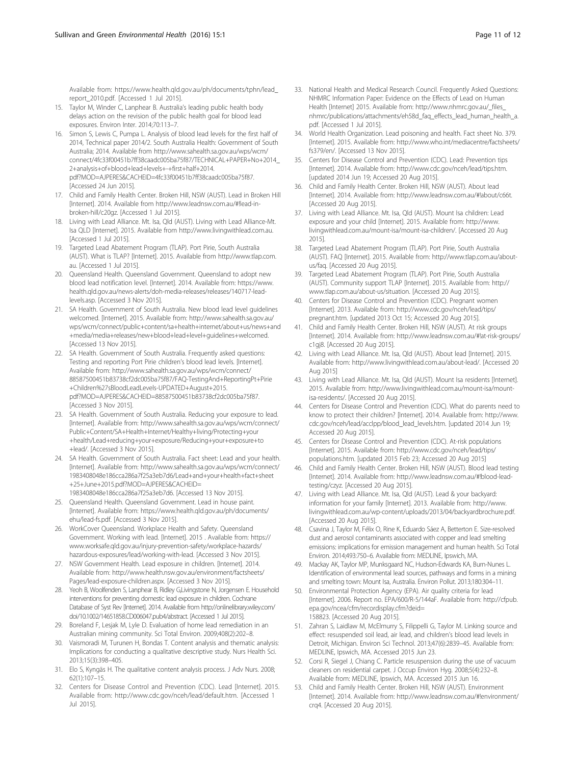Available from: https://www.health.qld.gov.au/ph/documents/tphn/lead_report_2010.pdf. [Accessed 1 Jul 2015].

15. Taylor M, Winder C, Lanphear B. Australia's leading public health body delays action on the revision of the public health goal for blood lead exposures. Environ Inter. 2014;70:113–7.
16. Simon S, Lewis C, Pumpa L. Analysis of blood lead levels for the first half of 2014, Technical paper 2014/2. South Australia Health: Government of South Australia; 2014. Available from http://www.sahealth.sa.gov.au/wps/wcm/connect/4fc33f00451b7ff38caadc005ba75f87/TECHNICAL+PAPER+No+2014_2+analysis+of+blood+lead+levels+-+first+half+2014.pdf?MOD=AJPERES&CACHEID=4fc33f00451b7ff38caadc005ba75f87. [Accessed 24 Jun 2015].
17. Child and Family Health Center. Broken Hill, NSW (AUST). Lead in Broken Hill [Internet]. 2014. Available from http://www.leadnsw.com.au/#!lead-in-broken-hill/c20gz. [Accessed 1 Jul 2015].
18. Living with Lead Alliance. Mt. Isa, Qld (AUST). Living with Lead Alliance-Mt. Isa QLD [Internet]. 2015. Available from http://www.livingwithlead.com.au. [Accessed 1 Jul 2015].
19. Targeted Lead Abatement Program (TLAP). Port Pirie, South Australia (AUST). What is TLAP? [Internet]. 2015. Available from http://www.tlap.com.au. [Accessed 1 Jul 2015].
20. Queensland Health. Queensland Government. Queensland to adopt new blood lead notification level. [Internet]. 2014. Available from: https://www.health.qld.gov.au/news-alerts/doh-media-releases/releases/140717-lead-levels.asp. [Accessed 3 Nov 2015].
21. SA Health. Government of South Australia. New blood lead level guidelines welcomed. [Internet]. 2015. Available from: http://www.sahealth.sa.gov.au/wps/wcm/connect/public+content/sa+health+internet/about+us/news+and+media/media+releases/new+blood+lead+level+guidelines+welcomed. [Accessed 13 Nov 2015].
22. SA Health. Government of South Australia. Frequently asked questions: Testing and reporting Port Pirie children's blood lead levels. [Internet]. Available from: http://www.sahealth.sa.gov.au/wps/wcm/connect/88587500451b83738cf2dc005ba75f87/FAQ-TestingAnd+ReportingPt+Pirie+Children%27sBloodLeadLevels-UPDATED+August+2015.pdf?MOD=AJPERES&CACHEID=88587500451b83738cf2dc005ba75f87. [Accessed 3 Nov 2015].
23. SA Health. Government of South Australia. Reducing your exposure to lead. [Internet]. Available from: http://www.sahealth.sa.gov.au/wps/wcm/connect/Public+Content/SA+Health+Internet/Healthy+living/Protecting+your+health/Lead+reducing+your+exposure/Reducing+your+exposure+to+lead/. [Accessed 3 Nov 2015].
24. SA Health. Government of South Australia. Fact sheet: Lead and your health. [Internet]. Available from: http://www.sahealth.sa.gov.au/wps/wcm/connect/1983408048e186cca286a7f25a3eb7d6/Lead+and+your+health+fact+sheet+25+June+2015.pdf?MOD=AJPERES&CACHEID=1983408048e186cca286a7f25a3eb7d6. [Accessed 13 Nov 2015].
25. Queensland Health. Queensland Government. Lead in house paint. [Internet]. Available from: https://www.health.qld.gov.au/ph/documents/ehu/lead-fs.pdf. [Accessed 3 Nov 2015].
26. WorkCover Queensland. Workplace Health and Safety. Queensland Government. Working with lead. [Internet]. 2015 . Available from: https://www.worksafe.qld.gov.au/injury-prevention-safety/workplace-hazards/hazardous-exposures/lead/working-with-lead. [Accessed 3 Nov 2015].
27. NSW Government Health. Lead exposure in children. [Internet]. 2014. Available from: http://www.health.nsw.gov.au/environment/factsheets/Pages/lead-exposure-children.aspx. [Accessed 3 Nov 2015].
28. Yeoh B, Woolfenden S, Lanphear B, Ridley G,Livingstone N, Jorgensen E. Household interventions for preventing domestic lead exposure in children. Cochrane Database of Syst Rev [Internet]. 2014. Available from http://onlinelibrary.wiley.com/doi/10.1002/14651858.CD006047.pub4/abstract. [Accessed 1 Jul 2015].
29. Boreland F, Lesjak M, Lyle D. Evaluation of home lead remediation in an Australian mining community. Sci Total Environ. 2009;408(2):202–8.
30. Vaismoradi M, Turunen H, Bondas T. Content analysis and thematic analysis: Implications for conducting a qualitative descriptive study. Nurs Health Sci. 2013;15(3):398–405.
31. Elo S, Kyngäs H. The qualitative content analysis process. J Adv Nurs. 2008; 62(1):107–15.
32. Centers for Disease Control and Prevention (CDC). Lead [Internet]. 2015. Available from: http://www.cdc.gov/nceh/lead/default.htm. [Accessed 1 Jul 2015].
33. National Health and Medical Research Council. Frequently Asked Questions: NHMRC Information Paper: Evidence on the Effects of Lead on Human Health [Internet] 2015. Available from: http://www.nhmrc.gov.au/_files_nhmrc/publications/attachments/eh58d_faq_effects_lead_human_health_a.pdf. [Accessed 1 Jul 2015].
34. World Health Organization. Lead poisoning and health. Fact sheet No. 379. [Internet]. 2015. Available from: http://www.who.int/mediacentre/factsheets/fs379/en/. [Accessed 13 Nov 2015].
35. Centers for Disease Control and Prevention (CDC). Lead: Prevention tips [Internet]. 2014. Available from: http://www.cdc.gov/nceh/lead/tips.htm. [updated 2014 Jun 19; Accessed 20 Aug 2015].
36. Child and Family Health Center. Broken Hill, NSW (AUST). About lead [Internet]. 2014. Available from: http://www.leadnsw.com.au/#!about/c66t. [Accessed 20 Aug 2015].
37. Living with Lead Alliance. Mt. Isa, Qld (AUST). Mount Isa children: Lead exposure and your child [Internet]. 2015. Available from: http://www.livingwithlead.com.au/mount-isa/mount-isa-children/. [Accessed 20 Aug 2015].
38. Targeted Lead Abatement Program (TLAP). Port Pirie, South Australia (AUST). FAQ [Internet]. 2015. Available from: http://www.tlap.com.au/about-us/faq. [Accessed 20 Aug 2015].
39. Targeted Lead Abatement Program (TLAP). Port Pirie, South Australia (AUST). Community support TLAP [Internet]. 2015. Available from: http://www.tlap.com.au/about-us/situation. [Accessed 20 Aug 2015].
40. Centers for Disease Control and Prevention (CDC). Pregnant women [Internet]. 2013. Available from: http://www.cdc.gov/nceh/lead/tips/pregnant.htm. [updated 2013 Oct 15; Accessed 20 Aug 2015].
41. Child and Family Health Center. Broken Hill, NSW (AUST). At risk groups [Internet]. 2014. Available from: http://www.leadnsw.com.au/#!at-risk-groups/c1gj8. [Accessed 20 Aug 2015].
42. Living with Lead Alliance. Mt. Isa, Qld (AUST). About lead [Internet]. 2015. Available from: http://www.livingwithlead.com.au/about-lead/. [Accessed 20 Aug 2015]
43. Living with Lead Alliance. Mt. Isa, Qld (AUST). Mount Isa residents [Internet]. 2015. Available from: http://www.livingwithlead.com.au/mount-isa/mount-isa-residents/. [Accessed 20 Aug 2015].
44. Centers for Disease Control and Prevention (CDC). What do parents need to know to protect their children? [Internet]. 2014. Available from: http://www.cdc.gov/nceh/lead/acclpp/blood_lead_levels.htm. [updated 2014 Jun 19; Accessed 20 Aug 2015].
45. Centers for Disease Control and Prevention (CDC). At-risk populations [Internet]. 2015. Available from: http://www.cdc.gov/nceh/lead/tips/populations.htm. [updated 2015 Feb 23; Accessed 20 Aug 2015]
46. Child and Family Health Center. Broken Hill, NSW (AUST). Blood lead testing [Internet]. 2014. Available from: http://www.leadnsw.com.au/#!blood-lead-testing/czyz. [Accessed 20 Aug 2015].
47. Living with Lead Alliance. Mt. Isa, Qld (AUST). Lead & your backyard: information for your family [Internet]. 2013. Available from: http://www.livingwithlead.com.au/wp-content/uploads/2013/04/backyardbrochure.pdf. [Accessed 20 Aug 2015].
48. Csavina J, Taylor M, Félix O, Rine K, Eduardo Sáez A, Betterton E. Size-resolved dust and aerosol contaminants associated with copper and lead smelting emissions: implications for emission management and human health. Sci Total Environ. 2014;493:750–6. Available from: MEDLINE, Ipswich, MA.
49. Mackay AK, Taylor MP, Munksgaard NC, Hudson-Edwards KA, Burn-Nunes L. Identification of environmental lead sources, pathways and forms in a mining and smelting town: Mount Isa, Australia. Environ Pollut. 2013;180:304–11.
50. Environmental Protection Agency (EPA). Air quality criteria for lead [Internet]. 2006. Report no. EPA/600/R-5/144aF. Available from: http://cfpub.epa.gov/ncea/cfm/recordisplay.cfm?deid=158823. [Accessed 20 Aug 2015].
51. Zahran S, Laidlaw M, McElmurry S, Filippelli G, Taylor M. Linking source and effect: resuspended soil lead, air lead, and children's blood lead levels in Detroit, Michigan. Environ Sci Technol. 2013;47(6):2839–45. Available from: MEDLINE, Ipswich, MA. Accessed 2015 Jun 23.
52. Corsi R, Siegel J, Chiang C. Particle resuspension during the use of vacuum cleaners on residential carpet. J Occup Environ Hyg. 2008;5(4):232–8. Available from: MEDLINE, Ipswich, MA. Accessed 2015 Jun 16.
53. Child and Family Health Center. Broken Hill, NSW (AUST). Environment [Internet]. 2014. Available from: http://www.leadnsw.com.au/#!environment/crq4. [Accessed 20 Aug 2015].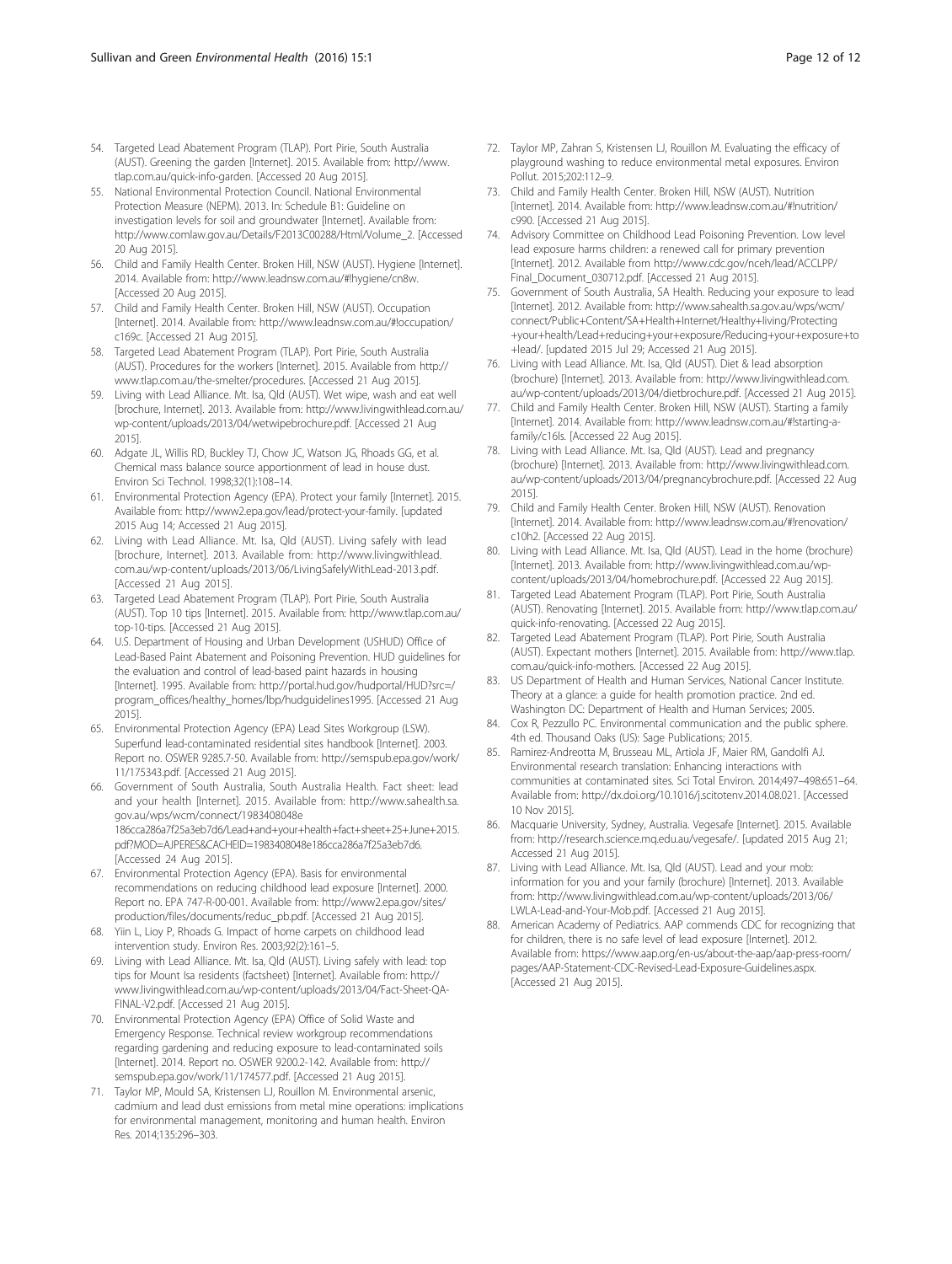54. Targeted Lead Abatement Program (TLAP). Port Pirie, South Australia (AUST). Greening the garden [Internet]. 2015. Available from: http://www.tlap.com.au/quick-info-garden. [Accessed 20 Aug 2015].
55. National Environmental Protection Council. National Environmental Protection Measure (NEPM). 2013. In: Schedule B1: Guideline on investigation levels for soil and groundwater [Internet]. Available from: http://www.comlaw.gov.au/Details/F2013C00288/Html/Volume_2. [Accessed 20 Aug 2015].
56. Child and Family Health Center. Broken Hill, NSW (AUST). Hygiene [Internet]. 2014. Available from: http://www.leadnsw.com.au/#!hygiene/cn8w. [Accessed 20 Aug 2015].
57. Child and Family Health Center. Broken Hill, NSW (AUST). Occupation [Internet]. 2014. Available from: http://www.leadnsw.com.au/#!occupation/c169c. [Accessed 21 Aug 2015].
58. Targeted Lead Abatement Program (TLAP). Port Pirie, South Australia (AUST). Procedures for the workers [Internet]. 2015. Available from http://www.tlap.com.au/the-smelter/procedures. [Accessed 21 Aug 2015].
59. Living with Lead Alliance. Mt. Isa, Qld (AUST). Wet wipe, wash and eat well [brochure, Internet]. 2013. Available from: http://www.livingwithlead.com.au/wp-content/uploads/2013/04/wetwipebrochure.pdf. [Accessed 21 Aug 2015].
60. Adgate JL, Willis RD, Buckley TJ, Chow JC, Watson JG, Rhoads GG, et al. Chemical mass balance source apportionment of lead in house dust. Environ Sci Technol. 1998;32(1):108–14.
61. Environmental Protection Agency (EPA). Protect your family [Internet]. 2015. Available from: http://www2.epa.gov/lead/protect-your-family. [updated 2015 Aug 14; Accessed 21 Aug 2015].
62. Living with Lead Alliance. Mt. Isa, Qld (AUST). Living safely with lead [brochure, Internet]. 2013. Available from: http://www.livingwithlead.com.au/wp-content/uploads/2013/06/LivingSafelyWithLead-2013.pdf. [Accessed 21 Aug 2015].
63. Targeted Lead Abatement Program (TLAP). Port Pirie, South Australia (AUST). Top 10 tips [Internet]. 2015. Available from: http://www.tlap.com.au/top-10-tips. [Accessed 21 Aug 2015].
64. U.S. Department of Housing and Urban Development (USHUD) Office of Lead-Based Paint Abatement and Poisoning Prevention. HUD guidelines for the evaluation and control of lead-based paint hazards in housing [Internet]. 1995. Available from: http://portal.hud.gov/hudportal/HUD?src=/program_offices/healthy_homes/lbp/hudguidelines1995. [Accessed 21 Aug 2015].
65. Environmental Protection Agency (EPA) Lead Sites Workgroup (LSW). Superfund lead-contaminated residential sites handbook [Internet]. 2003. Report no. OSWER 9285.7-50. Available from: http://semspub.epa.gov/work/11/175343.pdf. [Accessed 21 Aug 2015].
66. Government of South Australia, South Australia Health. Fact sheet: lead and your health [Internet]. 2015. Available from: http://www.sahealth.sa.gov.au/wps/wcm/connect/1983408048e186cca286a7f25a3eb7d6/Lead+and+your+health+fact+sheet+25+June+2015.pdf?MOD=AJPERES&CACHEID=1983408048e186cca286a7f25a3eb7d6. [Accessed 24 Aug 2015].
67. Environmental Protection Agency (EPA). Basis for environmental recommendations on reducing childhood lead exposure [Internet]. 2000. Report no. EPA 747-R-00-001. Available from: http://www2.epa.gov/sites/production/files/documents/reduc_pb.pdf. [Accessed 21 Aug 2015].
68. Yiin L, Lioy P, Rhoads G. Impact of home carpets on childhood lead intervention study. Environ Res. 2003;92(2):161–5.
69. Living with Lead Alliance. Mt. Isa, Qld (AUST). Living safely with lead: top tips for Mount Isa residents (factsheet) [Internet]. Available from: http://www.livingwithlead.com.au/wp-content/uploads/2013/04/Fact-Sheet-QA-FINAL-V2.pdf. [Accessed 21 Aug 2015].
70. Environmental Protection Agency (EPA) Office of Solid Waste and Emergency Response. Technical review workgroup recommendations regarding gardening and reducing exposure to lead-contaminated soils [Internet]. 2014. Report no. OSWER 9200.2-142. Available from: http://semspub.epa.gov/work/11/174577.pdf. [Accessed 21 Aug 2015].
71. Taylor MP, Mould SA, Kristensen LJ, Rouillon M. Environmental arsenic, cadmium and lead dust emissions from metal mine operations: implications for environmental management, monitoring and human health. Environ Res. 2014;135:296–303.
72. Taylor MP, Zahran S, Kristensen LJ, Rouillon M. Evaluating the efficacy of playground washing to reduce environmental metal exposures. Environ Pollut. 2015;202:112–9.
73. Child and Family Health Center. Broken Hill, NSW (AUST). Nutrition [Internet]. 2014. Available from: http://www.leadnsw.com.au/#!nutrition/c990. [Accessed 21 Aug 2015].
74. Advisory Committee on Childhood Lead Poisoning Prevention. Low level lead exposure harms children: a renewed call for primary prevention [Internet]. 2012. Available from http://www.cdc.gov/nceh/lead/ACCLPP/Final_Document_030712.pdf. [Accessed 21 Aug 2015].
75. Government of South Australia, SA Health. Reducing your exposure to lead [Internet]. 2012. Available from: http://www.sahealth.sa.gov.au/wps/wcm/connect/Public+Content/SA+Health+Internet/Healthy+living/Protecting+your+health/Lead+reducing+your+exposure/Reducing+your+exposure+to+lead/. [updated 2015 Jul 29; Accessed 21 Aug 2015].
76. Living with Lead Alliance. Mt. Isa, Qld (AUST). Diet & lead absorption (brochure) [Internet]. 2013. Available from: http://www.livingwithlead.com.au/wp-content/uploads/2013/04/dietbrochure.pdf. [Accessed 21 Aug 2015].
77. Child and Family Health Center. Broken Hill, NSW (AUST). Starting a family [Internet]. 2014. Available from: http://www.leadnsw.com.au/#!starting-a-family/c16ls. [Accessed 22 Aug 2015].
78. Living with Lead Alliance. Mt. Isa, Qld (AUST). Lead and pregnancy (brochure) [Internet]. 2013. Available from: http://www.livingwithlead.com.au/wp-content/uploads/2013/04/pregnancybrochure.pdf. [Accessed 22 Aug 2015].
79. Child and Family Health Center. Broken Hill, NSW (AUST). Renovation [Internet]. 2014. Available from: http://www.leadnsw.com.au/#!renovation/c10h2. [Accessed 22 Aug 2015].
80. Living with Lead Alliance. Mt. Isa, Qld (AUST). Lead in the home (brochure) [Internet]. 2013. Available from: http://www.livingwithlead.com.au/wp-content/uploads/2013/04/homebrochure.pdf. [Accessed 22 Aug 2015].
81. Targeted Lead Abatement Program (TLAP). Port Pirie, South Australia (AUST). Renovating [Internet]. 2015. Available from: http://www.tlap.com.au/quick-info-renovating. [Accessed 22 Aug 2015].
82. Targeted Lead Abatement Program (TLAP). Port Pirie, South Australia (AUST). Expectant mothers [Internet]. 2015. Available from: http://www.tlap.com.au/quick-info-mothers. [Accessed 22 Aug 2015].
83. US Department of Health and Human Services, National Cancer Institute. Theory at a glance: a guide for health promotion practice. 2nd ed. Washington DC: Department of Health and Human Services; 2005.
84. Cox R, Pezzullo PC. Environmental communication and the public sphere. 4th ed. Thousand Oaks (US): Sage Publications; 2015.
85. Ramirez-Andreotta M, Brusseau ML, Artiola JF, Maier RM, Gandolfi AJ. Environmental research translation: Enhancing interactions with communities at contaminated sites. Sci Total Environ. 2014;497–498:651–64. Available from: http://dx.doi.org/10.1016/j.scitotenv.2014.08.021. [Accessed 10 Nov 2015].
86. Macquarie University, Sydney, Australia. Vegesafe [Internet]. 2015. Available from: http://research.science.mq.edu.au/vegesafe/. [updated 2015 Aug 21; Accessed 21 Aug 2015].
87. Living with Lead Alliance. Mt. Isa, Qld (AUST). Lead and your mob: information for you and your family (brochure) [Internet]. 2013. Available from: http://www.livingwithlead.com.au/wp-content/uploads/2013/06/LWLA-Lead-and-Your-Mob.pdf. [Accessed 21 Aug 2015].
88. American Academy of Pediatrics. AAP commends CDC for recognizing that for children, there is no safe level of lead exposure [Internet]. 2012. Available from: https://www.aap.org/en-us/about-the-aap/aap-press-room/pages/AAP-Statement-CDC-Revised-Lead-Exposure-Guidelines.aspx. [Accessed 21 Aug 2015].